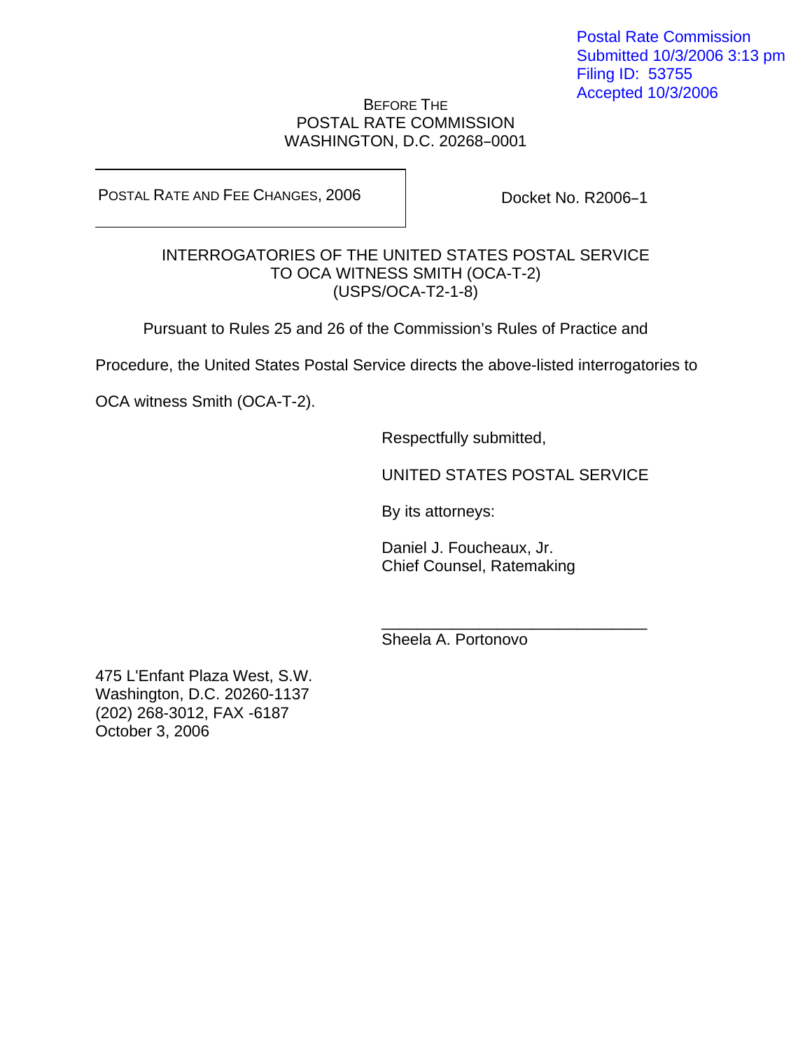Postal Rate Commission
Submitted 10/3/2006 3:13 pm
Filing ID: 53755
Accepted 10/3/2006

BEFORE THE
POSTAL RATE COMMISSION
WASHINGTON, D.C. 20268–0001

| POSTAL RATE AND FEE CHANGES, 2006 | Docket No. R2006–1 |
|---|---|

INTERROGATORIES OF THE UNITED STATES POSTAL SERVICE
TO OCA WITNESS SMITH (OCA-T-2)
(USPS/OCA-T2-1-8)

Pursuant to Rules 25 and 26 of the Commission's Rules of Practice and Procedure, the United States Postal Service directs the above-listed interrogatories to OCA witness Smith (OCA-T-2).

Respectfully submitted,

UNITED STATES POSTAL SERVICE

By its attorneys:

Daniel J. Foucheaux, Jr.
Chief Counsel, Ratemaking

______________________________
Sheela A. Portonovo

475 L'Enfant Plaza West, S.W.
Washington, D.C. 20260-1137
(202) 268-3012, FAX -6187
October 3, 2006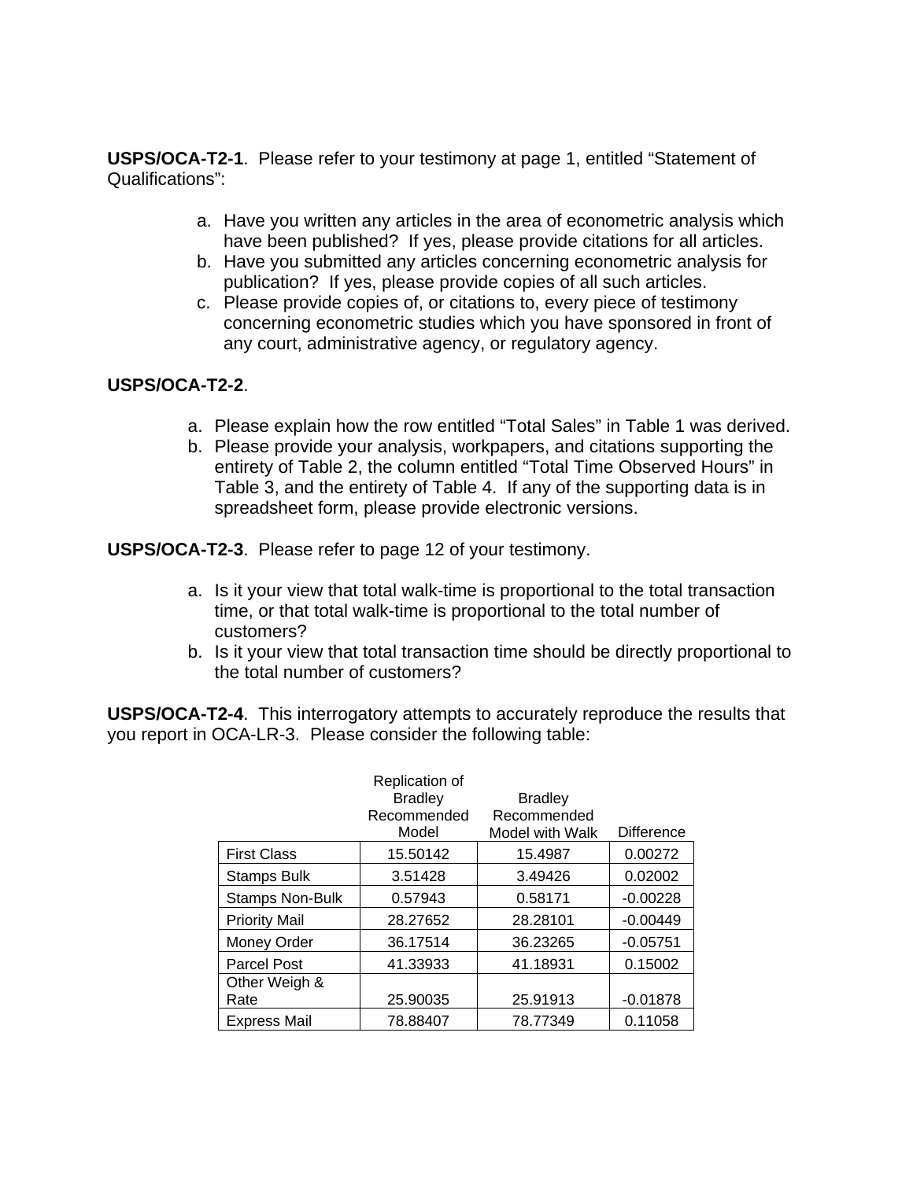**USPS/OCA-T2-1**. Please refer to your testimony at page 1, entitled "Statement of Qualifications":

a. Have you written any articles in the area of econometric analysis which have been published? If yes, please provide citations for all articles.
b. Have you submitted any articles concerning econometric analysis for publication? If yes, please provide copies of all such articles.
c. Please provide copies of, or citations to, every piece of testimony concerning econometric studies which you have sponsored in front of any court, administrative agency, or regulatory agency.

**USPS/OCA-T2-2**.

a. Please explain how the row entitled "Total Sales" in Table 1 was derived.
b. Please provide your analysis, workpapers, and citations supporting the entirety of Table 2, the column entitled "Total Time Observed Hours" in Table 3, and the entirety of Table 4. If any of the supporting data is in spreadsheet form, please provide electronic versions.

**USPS/OCA-T2-3**. Please refer to page 12 of your testimony.

a. Is it your view that total walk-time is proportional to the total transaction time, or that total walk-time is proportional to the total number of customers?
b. Is it your view that total transaction time should be directly proportional to the total number of customers?

**USPS/OCA-T2-4**. This interrogatory attempts to accurately reproduce the results that you report in OCA-LR-3. Please consider the following table:

| | Replication of Bradley Recommended Model | Bradley Recommended Model with Walk | Difference |
|---|---|---|---|
| First Class | 15.50142 | 15.4987 | 0.00272 |
| Stamps Bulk | 3.51428 | 3.49426 | 0.02002 |
| Stamps Non-Bulk | 0.57943 | 0.58171 | -0.00228 |
| Priority Mail | 28.27652 | 28.28101 | -0.00449 |
| Money Order | 36.17514 | 36.23265 | -0.05751 |
| Parcel Post | 41.33933 | 41.18931 | 0.15002 |
| Other Weigh & Rate | 25.90035 | 25.91913 | -0.01878 |
| Express Mail | 78.88407 | 78.77349 | 0.11058 |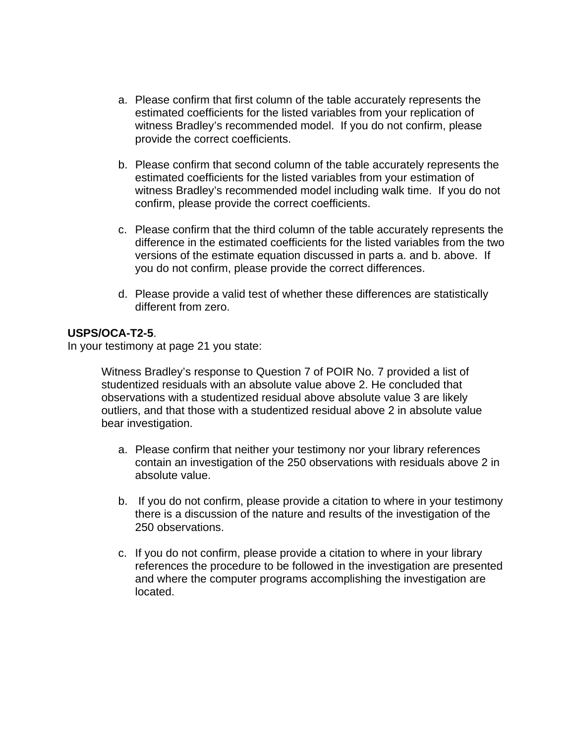a. Please confirm that first column of the table accurately represents the estimated coefficients for the listed variables from your replication of witness Bradley's recommended model. If you do not confirm, please provide the correct coefficients.

b. Please confirm that second column of the table accurately represents the estimated coefficients for the listed variables from your estimation of witness Bradley's recommended model including walk time. If you do not confirm, please provide the correct coefficients.

c. Please confirm that the third column of the table accurately represents the difference in the estimated coefficients for the listed variables from the two versions of the estimate equation discussed in parts a. and b. above. If you do not confirm, please provide the correct differences.

d. Please provide a valid test of whether these differences are statistically different from zero.

**USPS/OCA-T2-5**.
In your testimony at page 21 you state:

> Witness Bradley's response to Question 7 of POIR No. 7 provided a list of studentized residuals with an absolute value above 2. He concluded that observations with a studentized residual above absolute value 3 are likely outliers, and that those with a studentized residual above 2 in absolute value bear investigation.

a. Please confirm that neither your testimony nor your library references contain an investigation of the 250 observations with residuals above 2 in absolute value.

b. If you do not confirm, please provide a citation to where in your testimony there is a discussion of the nature and results of the investigation of the 250 observations.

c. If you do not confirm, please provide a citation to where in your library references the procedure to be followed in the investigation are presented and where the computer programs accomplishing the investigation are located.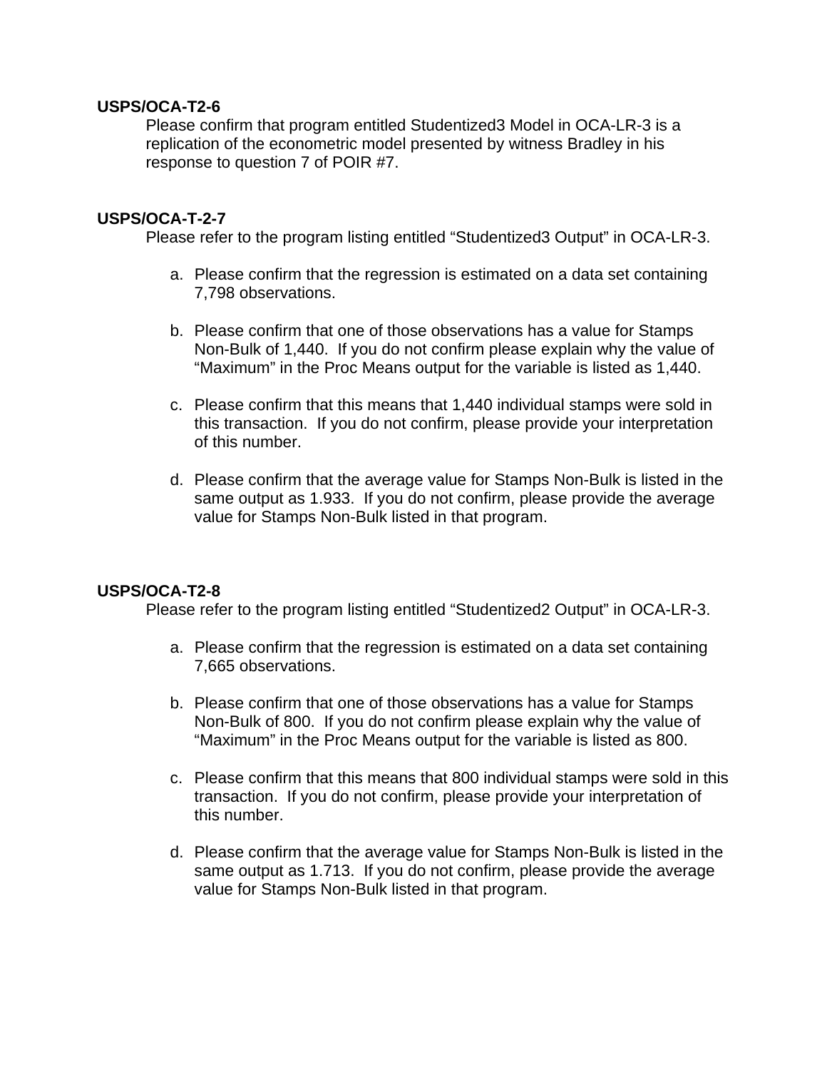**USPS/OCA-T2-6**

Please confirm that program entitled Studentized3 Model in OCA-LR-3 is a replication of the econometric model presented by witness Bradley in his response to question 7 of POIR #7.

**USPS/OCA-T-2-7**

Please refer to the program listing entitled “Studentized3 Output” in OCA-LR-3.

a. Please confirm that the regression is estimated on a data set containing 7,798 observations.

b. Please confirm that one of those observations has a value for Stamps Non-Bulk of 1,440. If you do not confirm please explain why the value of “Maximum” in the Proc Means output for the variable is listed as 1,440.

c. Please confirm that this means that 1,440 individual stamps were sold in this transaction. If you do not confirm, please provide your interpretation of this number.

d. Please confirm that the average value for Stamps Non-Bulk is listed in the same output as 1.933. If you do not confirm, please provide the average value for Stamps Non-Bulk listed in that program.

**USPS/OCA-T2-8**

Please refer to the program listing entitled “Studentized2 Output” in OCA-LR-3.

a. Please confirm that the regression is estimated on a data set containing 7,665 observations.

b. Please confirm that one of those observations has a value for Stamps Non-Bulk of 800. If you do not confirm please explain why the value of “Maximum” in the Proc Means output for the variable is listed as 800.

c. Please confirm that this means that 800 individual stamps were sold in this transaction. If you do not confirm, please provide your interpretation of this number.

d. Please confirm that the average value for Stamps Non-Bulk is listed in the same output as 1.713. If you do not confirm, please provide the average value for Stamps Non-Bulk listed in that program.